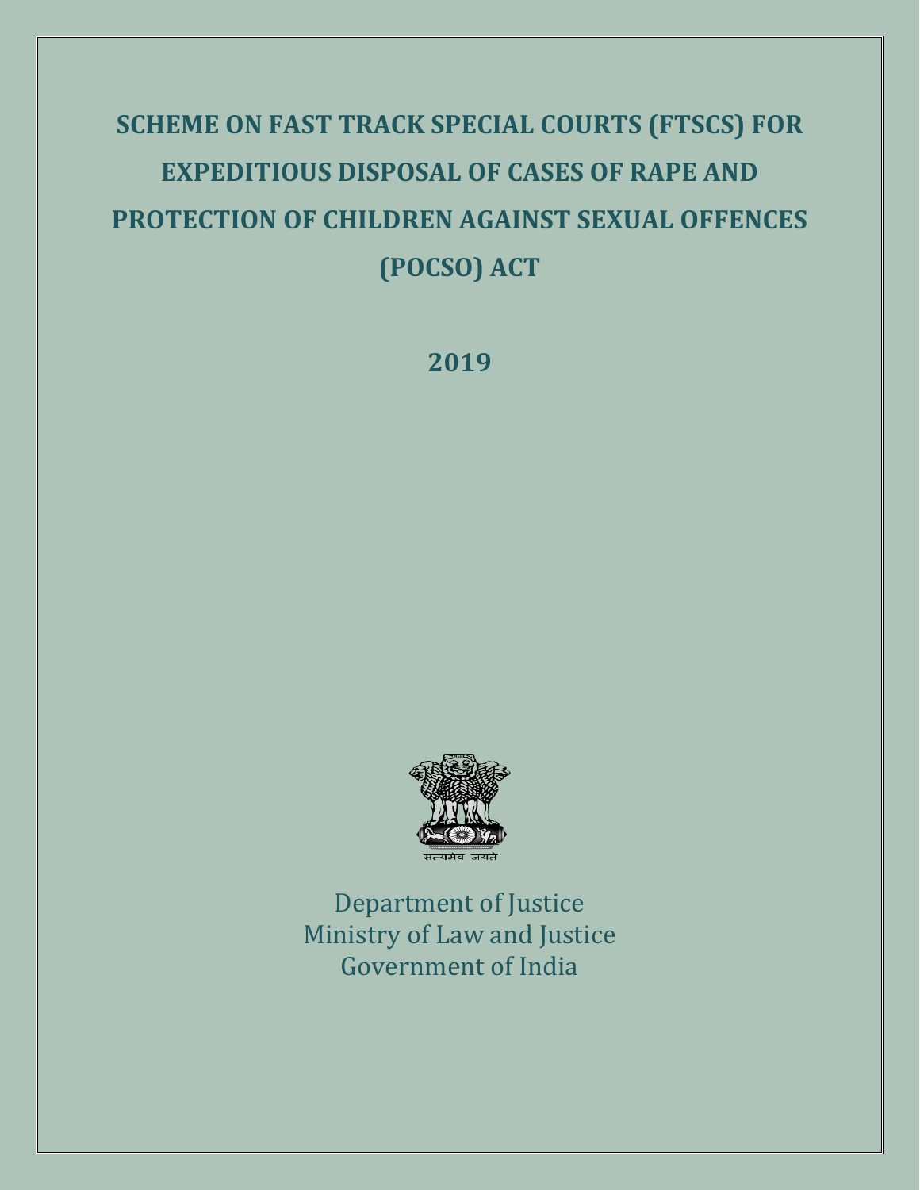# SCHEME ON FAST TRACK SPECIAL COURTS (FTSCS) FOR EXPEDITIOUS DISPOSAL OF CASES OF RAPE AND PROTECTION OF CHILDREN AGAINST SEXUAL OFFENCES (POCSO) ACT

**2019**

सत्यमेव जयते

Department of Justice
Ministry of Law and Justice
Government of India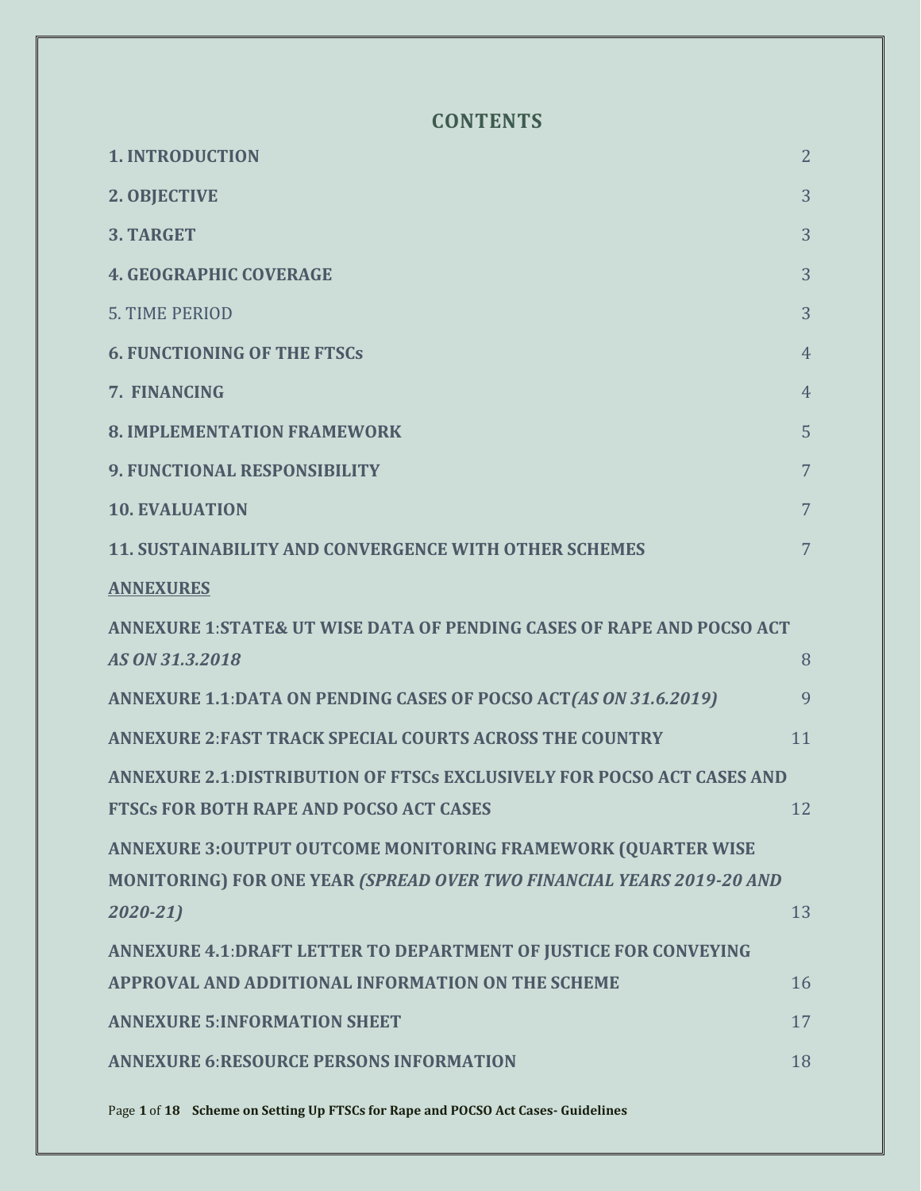## CONTENTS

| | |
|---|---|
| **1. INTRODUCTION** | 2 |
| **2. OBJECTIVE** | 3 |
| **3. TARGET** | 3 |
| **4. GEOGRAPHIC COVERAGE** | 3 |
| 5. TIME PERIOD | 3 |
| **6. FUNCTIONING OF THE FTSCs** | 4 |
| **7. FINANCING** | 4 |
| **8. IMPLEMENTATION FRAMEWORK** | 5 |
| **9. FUNCTIONAL RESPONSIBILITY** | 7 |
| **10. EVALUATION** | 7 |
| **11. SUSTAINABILITY AND CONVERGENCE WITH OTHER SCHEMES** | 7 |
| **ANNEXURES** | |
| **ANNEXURE 1:STATE& UT WISE DATA OF PENDING CASES OF RAPE AND POCSO ACT *AS ON 31.3.2018*** | 8 |
| **ANNEXURE 1.1:DATA ON PENDING CASES OF POCSO ACT*(AS ON 31.6.2019)*** | 9 |
| **ANNEXURE 2:FAST TRACK SPECIAL COURTS ACROSS THE COUNTRY** | 11 |
| **ANNEXURE 2.1:DISTRIBUTION OF FTSCs EXCLUSIVELY FOR POCSO ACT CASES AND FTSCs FOR BOTH RAPE AND POCSO ACT CASES** | 12 |
| **ANNEXURE 3:OUTPUT OUTCOME MONITORING FRAMEWORK (QUARTER WISE MONITORING) FOR ONE YEAR *(SPREAD OVER TWO FINANCIAL YEARS 2019-20 AND 2020-21)*** | 13 |
| **ANNEXURE 4.1:DRAFT LETTER TO DEPARTMENT OF JUSTICE FOR CONVEYING APPROVAL AND ADDITIONAL INFORMATION ON THE SCHEME** | 16 |
| **ANNEXURE 5:INFORMATION SHEET** | 17 |
| **ANNEXURE 6:RESOURCE PERSONS INFORMATION** | 18 |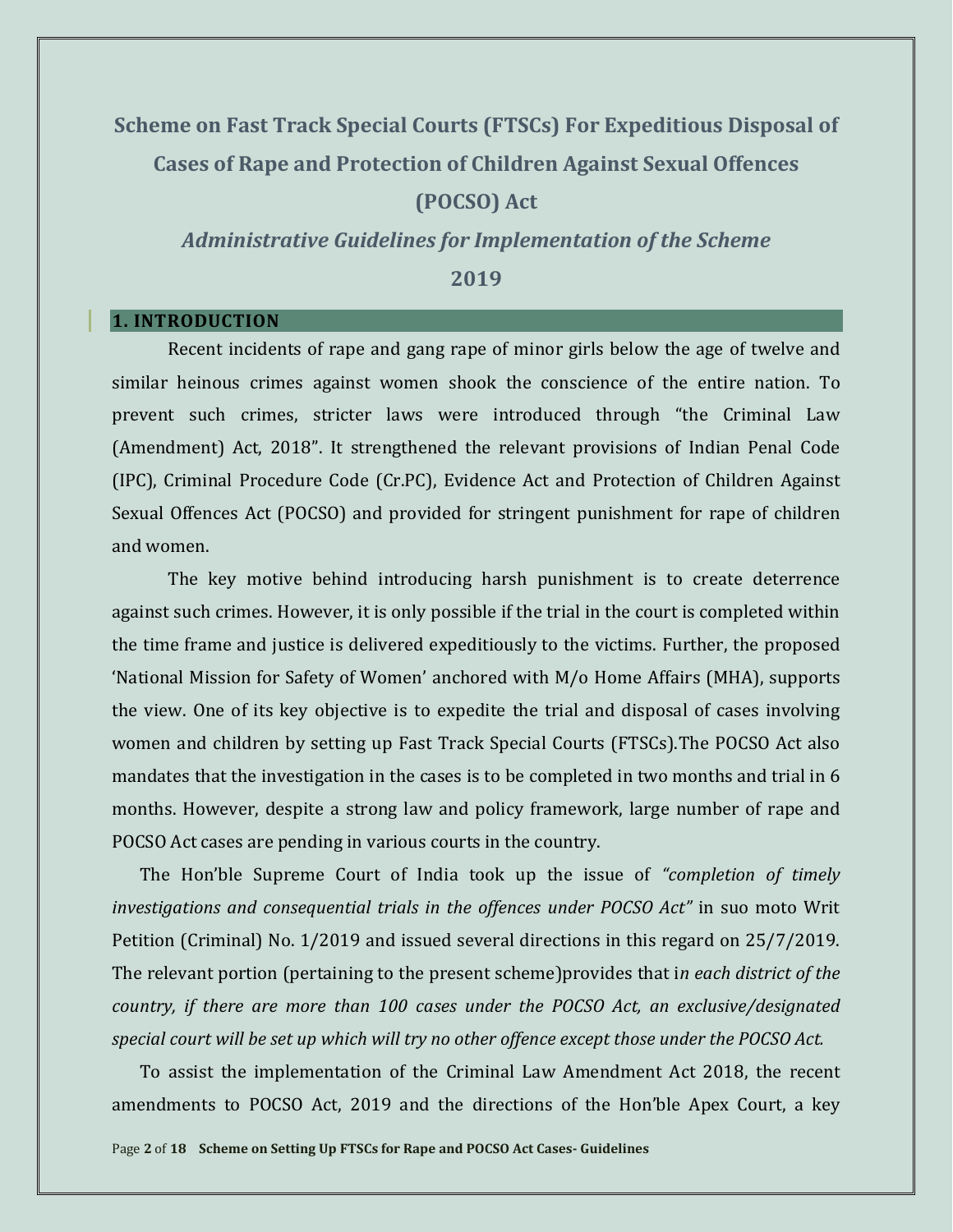# Scheme on Fast Track Special Courts (FTSCs) For Expeditious Disposal of Cases of Rape and Protection of Children Against Sexual Offences (POCSO) Act

## *Administrative Guidelines for Implementation of the Scheme*

## 2019

### 1. INTRODUCTION

Recent incidents of rape and gang rape of minor girls below the age of twelve and similar heinous crimes against women shook the conscience of the entire nation. To prevent such crimes, stricter laws were introduced through "the Criminal Law (Amendment) Act, 2018". It strengthened the relevant provisions of Indian Penal Code (IPC), Criminal Procedure Code (Cr.PC), Evidence Act and Protection of Children Against Sexual Offences Act (POCSO) and provided for stringent punishment for rape of children and women.

The key motive behind introducing harsh punishment is to create deterrence against such crimes. However, it is only possible if the trial in the court is completed within the time frame and justice is delivered expeditiously to the victims. Further, the proposed 'National Mission for Safety of Women' anchored with M/o Home Affairs (MHA), supports the view. One of its key objective is to expedite the trial and disposal of cases involving women and children by setting up Fast Track Special Courts (FTSCs).The POCSO Act also mandates that the investigation in the cases is to be completed in two months and trial in 6 months. However, despite a strong law and policy framework, large number of rape and POCSO Act cases are pending in various courts in the country.

The Hon'ble Supreme Court of India took up the issue of *"completion of timely investigations and consequential trials in the offences under POCSO Act"* in suo moto Writ Petition (Criminal) No. 1/2019 and issued several directions in this regard on 25/7/2019. The relevant portion (pertaining to the present scheme)provides that i*n each district of the country, if there are more than 100 cases under the POCSO Act, an exclusive/designated special court will be set up which will try no other offence except those under the POCSO Act.*

To assist the implementation of the Criminal Law Amendment Act 2018, the recent amendments to POCSO Act, 2019 and the directions of the Hon'ble Apex Court, a key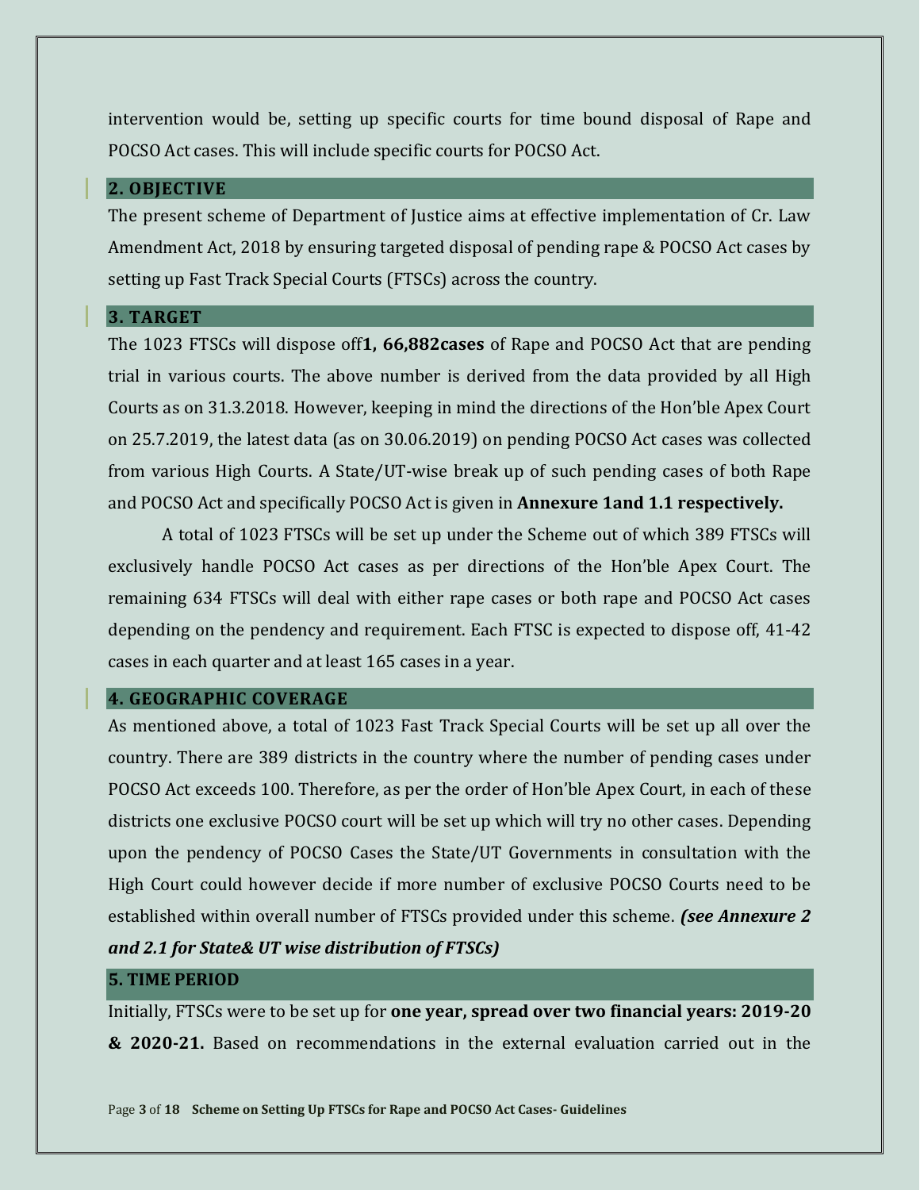intervention would be, setting up specific courts for time bound disposal of Rape and POCSO Act cases. This will include specific courts for POCSO Act.

## 2. OBJECTIVE

The present scheme of Department of Justice aims at effective implementation of Cr. Law Amendment Act, 2018 by ensuring targeted disposal of pending rape & POCSO Act cases by setting up Fast Track Special Courts (FTSCs) across the country.

## 3. TARGET

The 1023 FTSCs will dispose off**1, 66,882cases** of Rape and POCSO Act that are pending trial in various courts. The above number is derived from the data provided by all High Courts as on 31.3.2018. However, keeping in mind the directions of the Hon'ble Apex Court on 25.7.2019, the latest data (as on 30.06.2019) on pending POCSO Act cases was collected from various High Courts. A State/UT-wise break up of such pending cases of both Rape and POCSO Act and specifically POCSO Act is given in **Annexure 1and 1.1 respectively.**

A total of 1023 FTSCs will be set up under the Scheme out of which 389 FTSCs will exclusively handle POCSO Act cases as per directions of the Hon'ble Apex Court. The remaining 634 FTSCs will deal with either rape cases or both rape and POCSO Act cases depending on the pendency and requirement. Each FTSC is expected to dispose off, 41-42 cases in each quarter and at least 165 cases in a year.

## 4. GEOGRAPHIC COVERAGE

As mentioned above, a total of 1023 Fast Track Special Courts will be set up all over the country. There are 389 districts in the country where the number of pending cases under POCSO Act exceeds 100. Therefore, as per the order of Hon'ble Apex Court, in each of these districts one exclusive POCSO court will be set up which will try no other cases. Depending upon the pendency of POCSO Cases the State/UT Governments in consultation with the High Court could however decide if more number of exclusive POCSO Courts need to be established within overall number of FTSCs provided under this scheme. ***(see Annexure 2 and 2.1 for State& UT wise distribution of FTSCs)***

## 5. TIME PERIOD

Initially, FTSCs were to be set up for **one year, spread over two financial years: 2019-20 & 2020-21.** Based on recommendations in the external evaluation carried out in the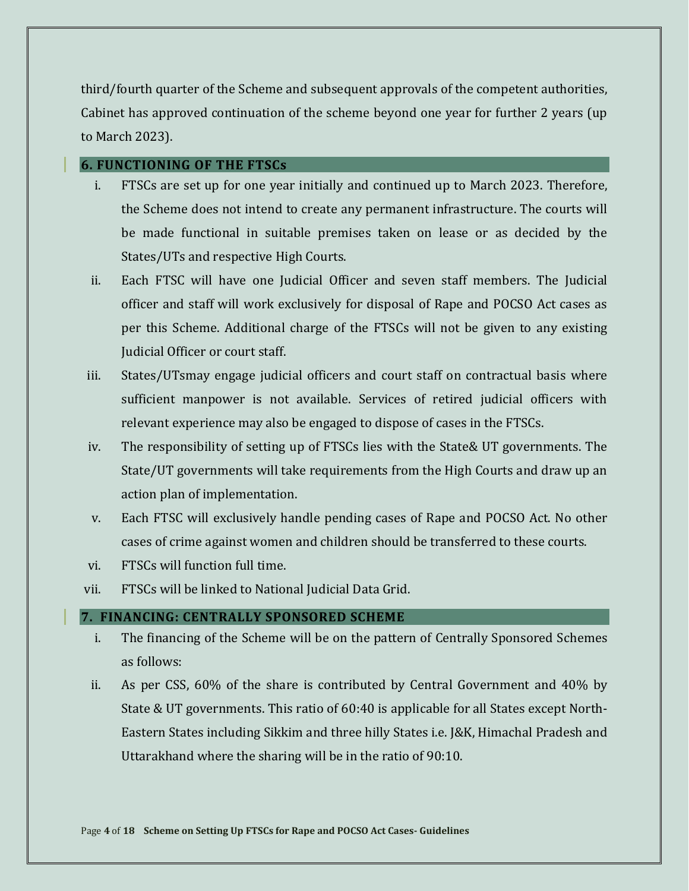third/fourth quarter of the Scheme and subsequent approvals of the competent authorities, Cabinet has approved continuation of the scheme beyond one year for further 2 years (up to March 2023).

## 6. FUNCTIONING OF THE FTSCs

i. FTSCs are set up for one year initially and continued up to March 2023. Therefore, the Scheme does not intend to create any permanent infrastructure. The courts will be made functional in suitable premises taken on lease or as decided by the States/UTs and respective High Courts.

ii. Each FTSC will have one Judicial Officer and seven staff members. The Judicial officer and staff will work exclusively for disposal of Rape and POCSO Act cases as per this Scheme. Additional charge of the FTSCs will not be given to any existing Judicial Officer or court staff.

iii. States/UTsmay engage judicial officers and court staff on contractual basis where sufficient manpower is not available. Services of retired judicial officers with relevant experience may also be engaged to dispose of cases in the FTSCs.

iv. The responsibility of setting up of FTSCs lies with the State& UT governments. The State/UT governments will take requirements from the High Courts and draw up an action plan of implementation.

v. Each FTSC will exclusively handle pending cases of Rape and POCSO Act. No other cases of crime against women and children should be transferred to these courts.

vi. FTSCs will function full time.

vii. FTSCs will be linked to National Judicial Data Grid.

## 7. FINANCING: CENTRALLY SPONSORED SCHEME

i. The financing of the Scheme will be on the pattern of Centrally Sponsored Schemes as follows:

ii. As per CSS, 60% of the share is contributed by Central Government and 40% by State & UT governments. This ratio of 60:40 is applicable for all States except North-Eastern States including Sikkim and three hilly States i.e. J&K, Himachal Pradesh and Uttarakhand where the sharing will be in the ratio of 90:10.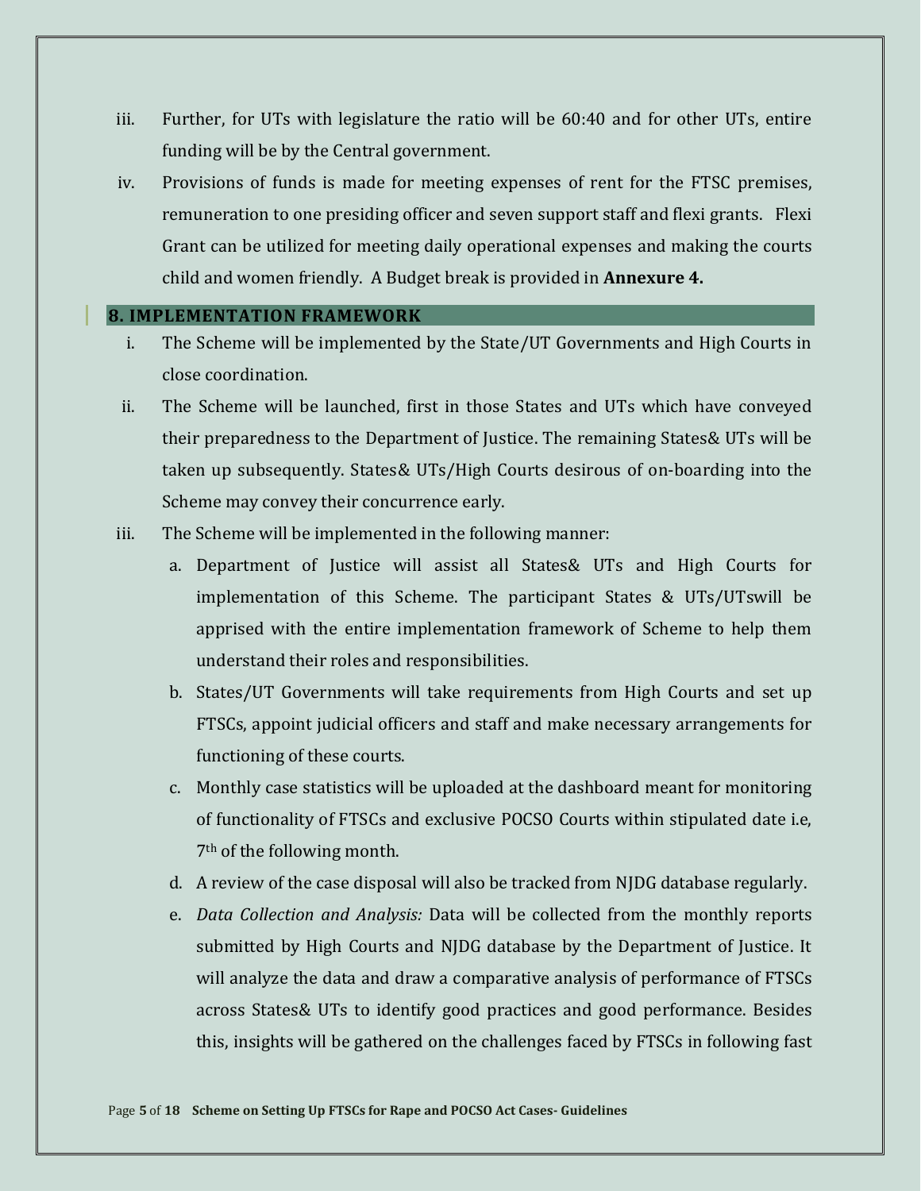iii. Further, for UTs with legislature the ratio will be 60:40 and for other UTs, entire funding will be by the Central government.

iv. Provisions of funds is made for meeting expenses of rent for the FTSC premises, remuneration to one presiding officer and seven support staff and flexi grants. Flexi Grant can be utilized for meeting daily operational expenses and making the courts child and women friendly. A Budget break is provided in **Annexure 4.**

## 8. IMPLEMENTATION FRAMEWORK

i. The Scheme will be implemented by the State/UT Governments and High Courts in close coordination.

ii. The Scheme will be launched, first in those States and UTs which have conveyed their preparedness to the Department of Justice. The remaining States& UTs will be taken up subsequently. States& UTs/High Courts desirous of on-boarding into the Scheme may convey their concurrence early.

iii. The Scheme will be implemented in the following manner:

   a. Department of Justice will assist all States& UTs and High Courts for implementation of this Scheme. The participant States & UTs/UTswill be apprised with the entire implementation framework of Scheme to help them understand their roles and responsibilities.

   b. States/UT Governments will take requirements from High Courts and set up FTSCs, appoint judicial officers and staff and make necessary arrangements for functioning of these courts.

   c. Monthly case statistics will be uploaded at the dashboard meant for monitoring of functionality of FTSCs and exclusive POCSO Courts within stipulated date i.e, 7th of the following month.

   d. A review of the case disposal will also be tracked from NJDG database regularly.

   e. *Data Collection and Analysis:* Data will be collected from the monthly reports submitted by High Courts and NJDG database by the Department of Justice. It will analyze the data and draw a comparative analysis of performance of FTSCs across States& UTs to identify good practices and good performance. Besides this, insights will be gathered on the challenges faced by FTSCs in following fast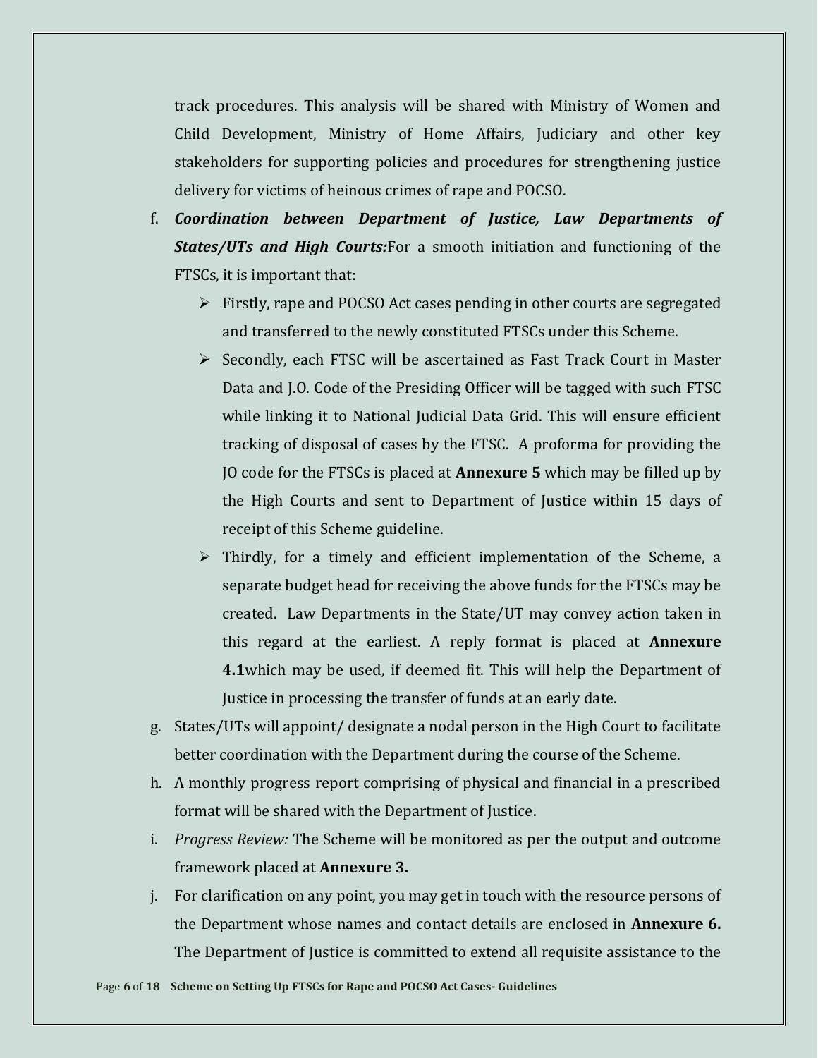track procedures. This analysis will be shared with Ministry of Women and Child Development, Ministry of Home Affairs, Judiciary and other key stakeholders for supporting policies and procedures for strengthening justice delivery for victims of heinous crimes of rape and POCSO.

f. ***Coordination between Department of Justice, Law Departments of States/UTs and High Courts:***For a smooth initiation and functioning of the FTSCs, it is important that:

    - Firstly, rape and POCSO Act cases pending in other courts are segregated and transferred to the newly constituted FTSCs under this Scheme.
    - Secondly, each FTSC will be ascertained as Fast Track Court in Master Data and J.O. Code of the Presiding Officer will be tagged with such FTSC while linking it to National Judicial Data Grid. This will ensure efficient tracking of disposal of cases by the FTSC. A proforma for providing the JO code for the FTSCs is placed at **Annexure 5** which may be filled up by the High Courts and sent to Department of Justice within 15 days of receipt of this Scheme guideline.
    - Thirdly, for a timely and efficient implementation of the Scheme, a separate budget head for receiving the above funds for the FTSCs may be created. Law Departments in the State/UT may convey action taken in this regard at the earliest. A reply format is placed at **Annexure 4.1**which may be used, if deemed fit. This will help the Department of Justice in processing the transfer of funds at an early date.

g. States/UTs will appoint/ designate a nodal person in the High Court to facilitate better coordination with the Department during the course of the Scheme.

h. A monthly progress report comprising of physical and financial in a prescribed format will be shared with the Department of Justice.

i. *Progress Review:* The Scheme will be monitored as per the output and outcome framework placed at **Annexure 3.**

j. For clarification on any point, you may get in touch with the resource persons of the Department whose names and contact details are enclosed in **Annexure 6.** The Department of Justice is committed to extend all requisite assistance to the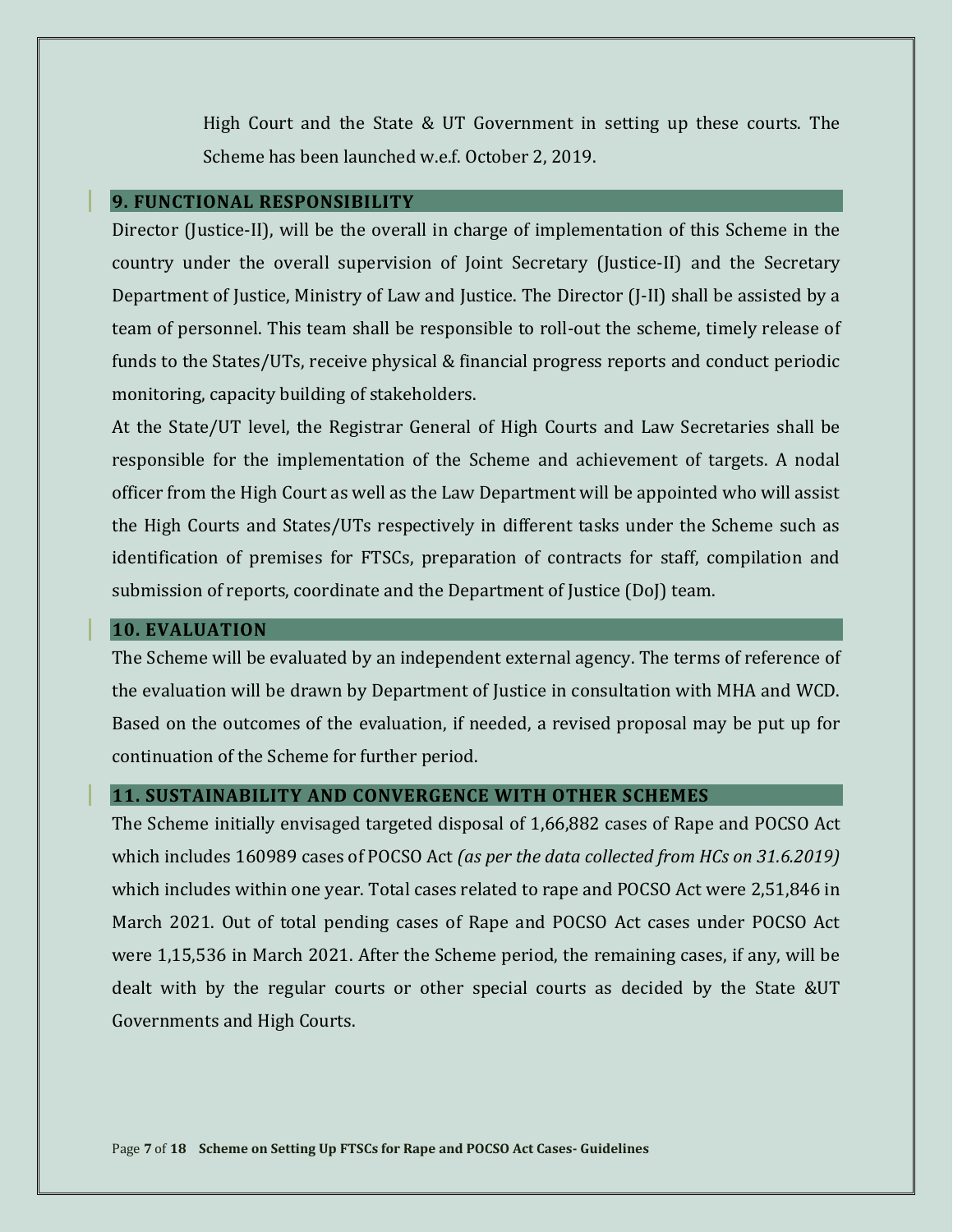High Court and the State & UT Government in setting up these courts. The Scheme has been launched w.e.f. October 2, 2019.

## 9. FUNCTIONAL RESPONSIBILITY

Director (Justice-II), will be the overall in charge of implementation of this Scheme in the country under the overall supervision of Joint Secretary (Justice-II) and the Secretary Department of Justice, Ministry of Law and Justice. The Director (J-II) shall be assisted by a team of personnel. This team shall be responsible to roll-out the scheme, timely release of funds to the States/UTs, receive physical & financial progress reports and conduct periodic monitoring, capacity building of stakeholders.

At the State/UT level, the Registrar General of High Courts and Law Secretaries shall be responsible for the implementation of the Scheme and achievement of targets. A nodal officer from the High Court as well as the Law Department will be appointed who will assist the High Courts and States/UTs respectively in different tasks under the Scheme such as identification of premises for FTSCs, preparation of contracts for staff, compilation and submission of reports, coordinate and the Department of Justice (DoJ) team.

## 10. EVALUATION

The Scheme will be evaluated by an independent external agency. The terms of reference of the evaluation will be drawn by Department of Justice in consultation with MHA and WCD. Based on the outcomes of the evaluation, if needed, a revised proposal may be put up for continuation of the Scheme for further period.

## 11. SUSTAINABILITY AND CONVERGENCE WITH OTHER SCHEMES

The Scheme initially envisaged targeted disposal of 1,66,882 cases of Rape and POCSO Act which includes 160989 cases of POCSO Act *(as per the data collected from HCs on 31.6.2019)* which includes within one year. Total cases related to rape and POCSO Act were 2,51,846 in March 2021. Out of total pending cases of Rape and POCSO Act cases under POCSO Act were 1,15,536 in March 2021. After the Scheme period, the remaining cases, if any, will be dealt with by the regular courts or other special courts as decided by the State &UT Governments and High Courts.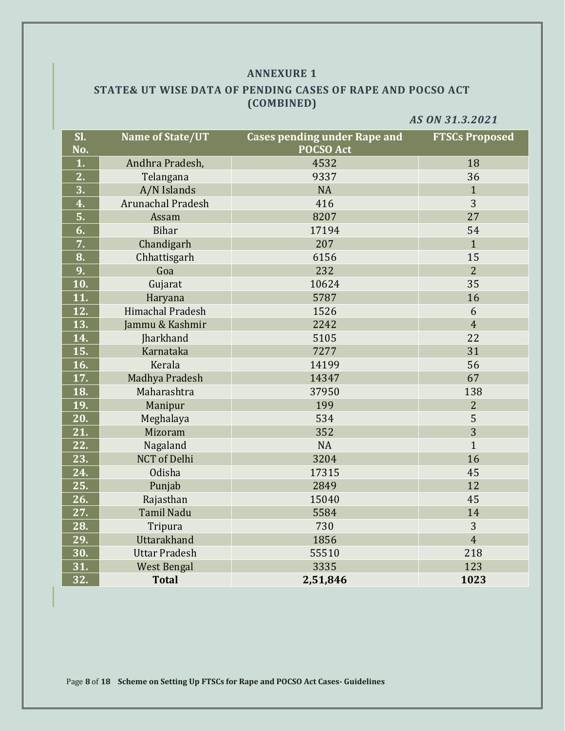## ANNEXURE 1

## STATE& UT WISE DATA OF PENDING CASES OF RAPE AND POCSO ACT (COMBINED)

***AS ON 31.3.2021***

| Sl. No. | Name of State/UT | Cases pending under Rape and POCSO Act | FTSCs Proposed |
|---|---|---|---|
| 1. | Andhra Pradesh, | 4532 | 18 |
| 2. | Telangana | 9337 | 36 |
| 3. | A/N Islands | NA | 1 |
| 4. | Arunachal Pradesh | 416 | 3 |
| 5. | Assam | 8207 | 27 |
| 6. | Bihar | 17194 | 54 |
| 7. | Chandigarh | 207 | 1 |
| 8. | Chhattisgarh | 6156 | 15 |
| 9. | Goa | 232 | 2 |
| 10. | Gujarat | 10624 | 35 |
| 11. | Haryana | 5787 | 16 |
| 12. | Himachal Pradesh | 1526 | 6 |
| 13. | Jammu & Kashmir | 2242 | 4 |
| 14. | Jharkhand | 5105 | 22 |
| 15. | Karnataka | 7277 | 31 |
| 16. | Kerala | 14199 | 56 |
| 17. | Madhya Pradesh | 14347 | 67 |
| 18. | Maharashtra | 37950 | 138 |
| 19. | Manipur | 199 | 2 |
| 20. | Meghalaya | 534 | 5 |
| 21. | Mizoram | 352 | 3 |
| 22. | Nagaland | NA | 1 |
| 23. | NCT of Delhi | 3204 | 16 |
| 24. | Odisha | 17315 | 45 |
| 25. | Punjab | 2849 | 12 |
| 26. | Rajasthan | 15040 | 45 |
| 27. | Tamil Nadu | 5584 | 14 |
| 28. | Tripura | 730 | 3 |
| 29. | Uttarakhand | 1856 | 4 |
| 30. | Uttar Pradesh | 55510 | 218 |
| 31. | West Bengal | 3335 | 123 |
| 32. | **Total** | **2,51,846** | **1023** |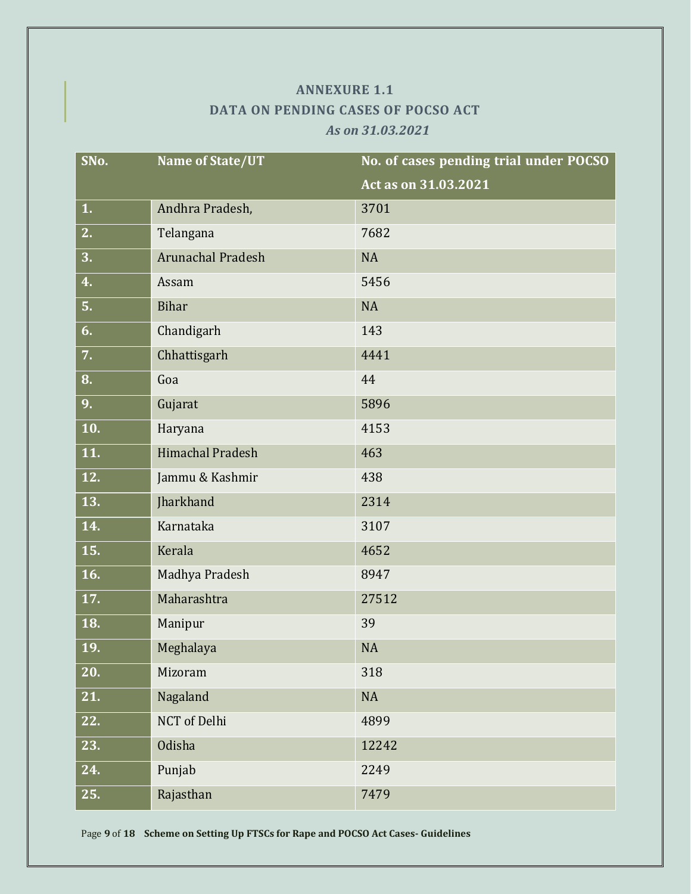## ANNEXURE 1.1

## DATA ON PENDING CASES OF POCSO ACT

*As on 31.03.2021*

| SNo. | Name of State/UT | No. of cases pending trial under POCSO Act as on 31.03.2021 |
|---|---|---|
| 1. | Andhra Pradesh, | 3701 |
| 2. | Telangana | 7682 |
| 3. | Arunachal Pradesh | NA |
| 4. | Assam | 5456 |
| 5. | Bihar | NA |
| 6. | Chandigarh | 143 |
| 7. | Chhattisgarh | 4441 |
| 8. | Goa | 44 |
| 9. | Gujarat | 5896 |
| 10. | Haryana | 4153 |
| 11. | Himachal Pradesh | 463 |
| 12. | Jammu & Kashmir | 438 |
| 13. | Jharkhand | 2314 |
| 14. | Karnataka | 3107 |
| 15. | Kerala | 4652 |
| 16. | Madhya Pradesh | 8947 |
| 17. | Maharashtra | 27512 |
| 18. | Manipur | 39 |
| 19. | Meghalaya | NA |
| 20. | Mizoram | 318 |
| 21. | Nagaland | NA |
| 22. | NCT of Delhi | 4899 |
| 23. | Odisha | 12242 |
| 24. | Punjab | 2249 |
| 25. | Rajasthan | 7479 |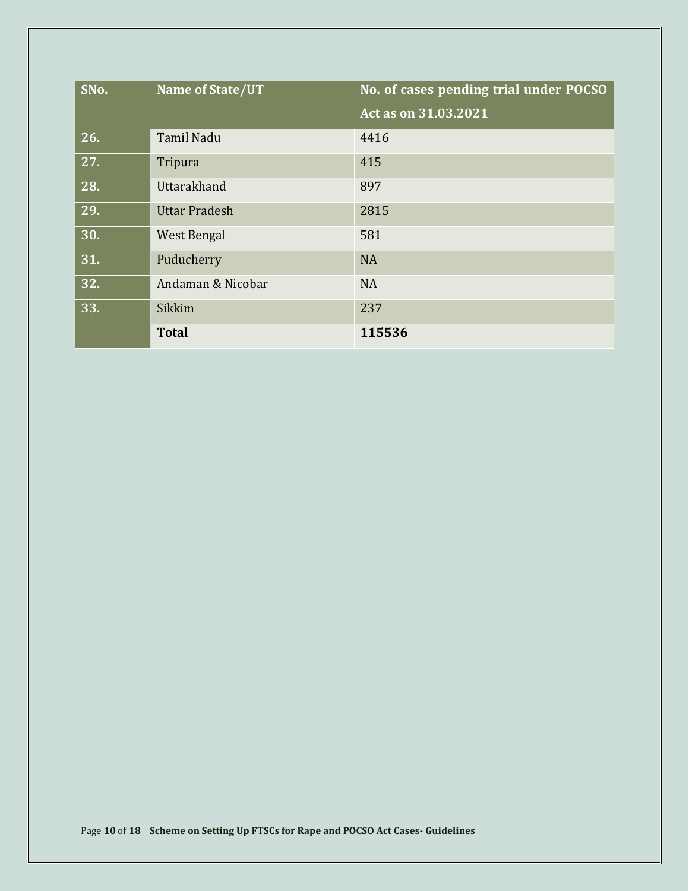| SNo. | Name of State/UT | No. of cases pending trial under POCSO Act as on 31.03.2021 |
|---|---|---|
| 26. | Tamil Nadu | 4416 |
| 27. | Tripura | 415 |
| 28. | Uttarakhand | 897 |
| 29. | Uttar Pradesh | 2815 |
| 30. | West Bengal | 581 |
| 31. | Puducherry | NA |
| 32. | Andaman & Nicobar | NA |
| 33. | Sikkim | 237 |
| | **Total** | **115536** |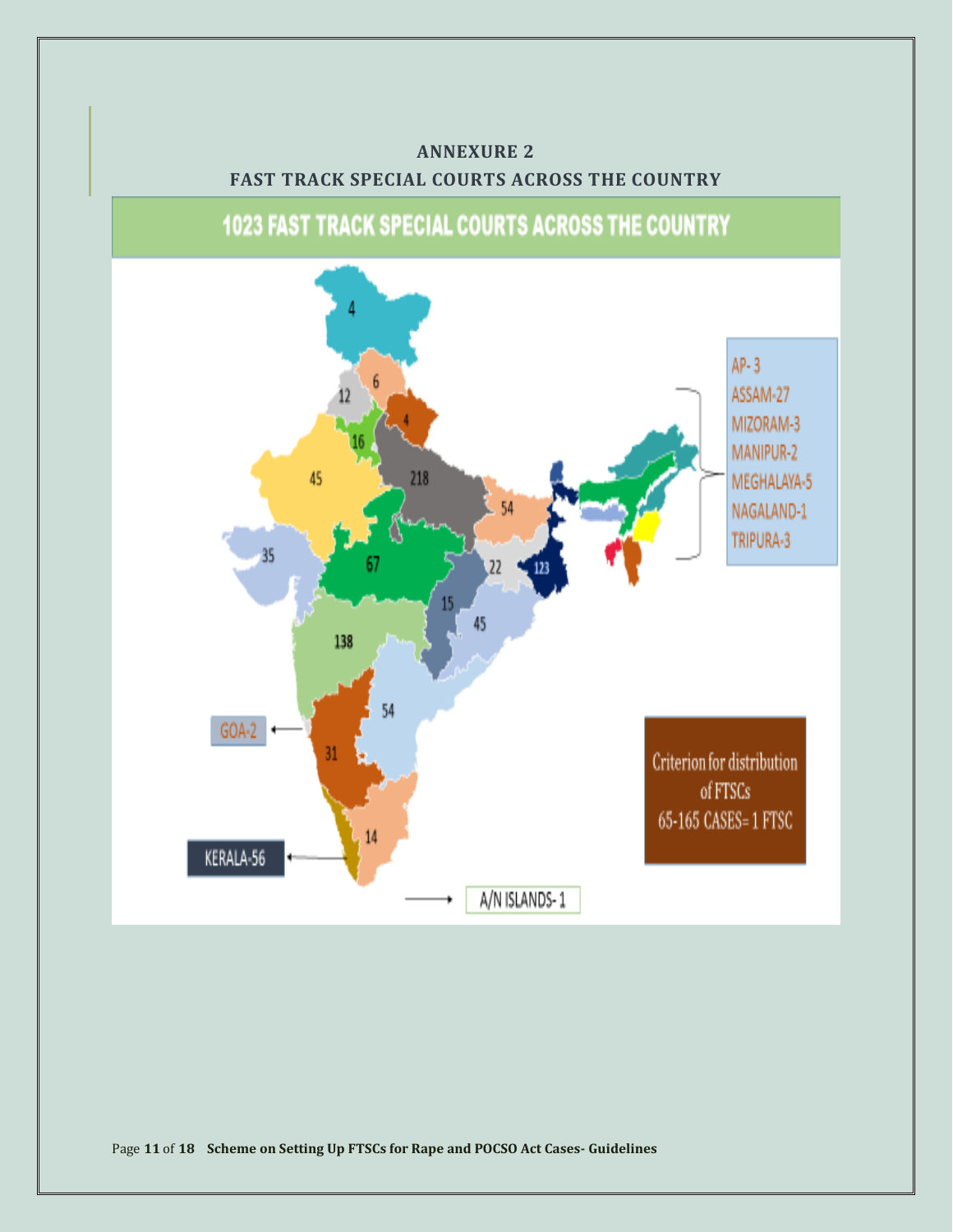## ANNEXURE 2

## FAST TRACK SPECIAL COURTS ACROSS THE COUNTRY

**1023 FAST TRACK SPECIAL COURTS ACROSS THE COUNTRY**

4

12 6

4

16

45 218

54

35

67 22 123

15

45

138

54

GOA-2

31

14

KERALA-56

A/N ISLANDS- 1

AP- 3

ASSAM-27

MIZORAM-3

MANIPUR-2

MEGHALAYA-5

NAGALAND-1

TRIPURA-3

Criterion for distribution of FTSCs

65-165 CASES= 1 FTSC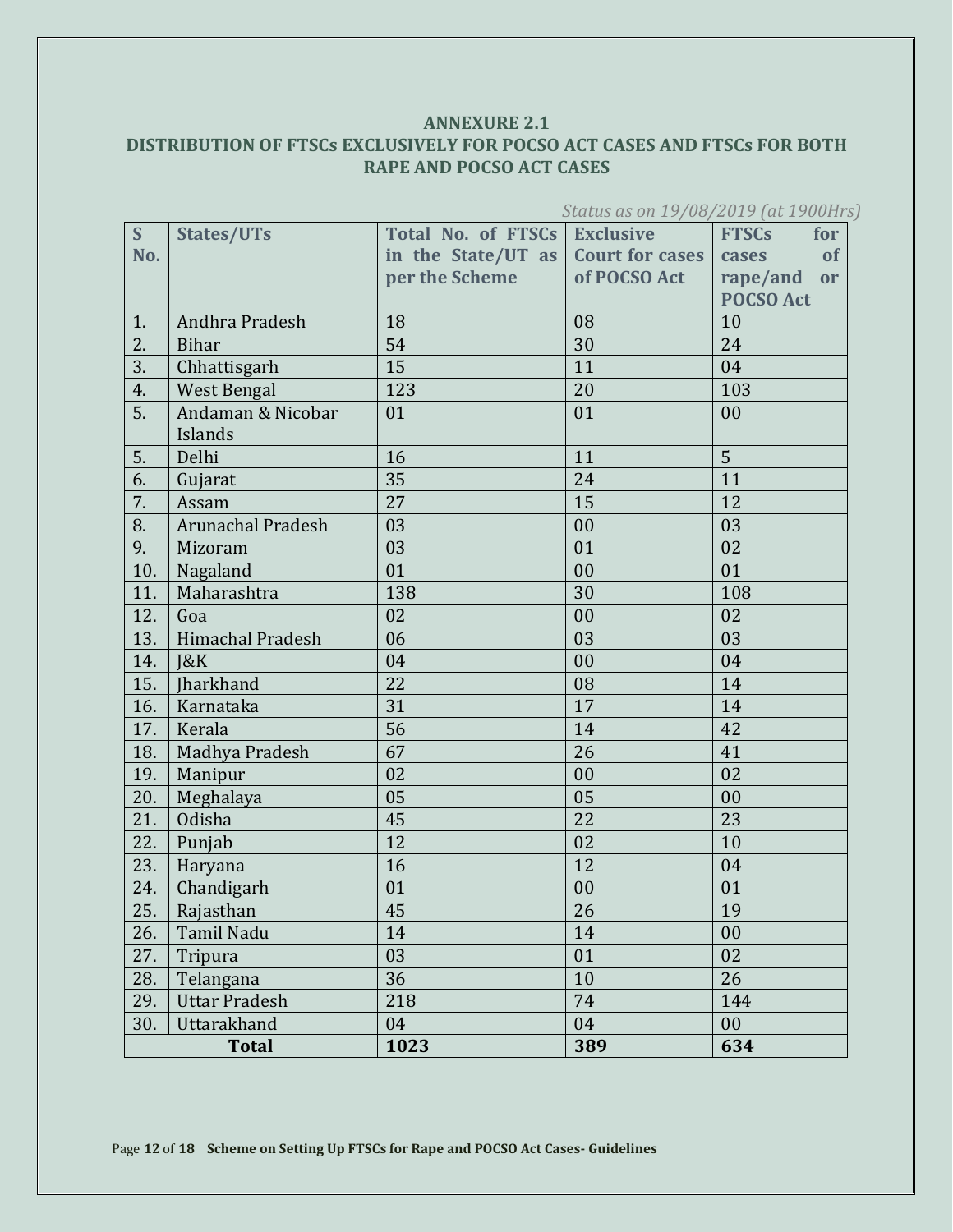## ANNEXURE 2.1

## DISTRIBUTION OF FTSCs EXCLUSIVELY FOR POCSO ACT CASES AND FTSCs FOR BOTH RAPE AND POCSO ACT CASES

*Status as on 19/08/2019 (at 1900Hrs)*

| S No. | States/UTs | Total No. of FTSCs in the State/UT as per the Scheme | Exclusive Court for cases of POCSO Act | FTSCs for cases of rape/and or POCSO Act |
|---|---|---|---|---|
| 1. | Andhra Pradesh | 18 | 08 | 10 |
| 2. | Bihar | 54 | 30 | 24 |
| 3. | Chhattisgarh | 15 | 11 | 04 |
| 4. | West Bengal | 123 | 20 | 103 |
| 5. | Andaman & Nicobar Islands | 01 | 01 | 00 |
| 5. | Delhi | 16 | 11 | 5 |
| 6. | Gujarat | 35 | 24 | 11 |
| 7. | Assam | 27 | 15 | 12 |
| 8. | Arunachal Pradesh | 03 | 00 | 03 |
| 9. | Mizoram | 03 | 01 | 02 |
| 10. | Nagaland | 01 | 00 | 01 |
| 11. | Maharashtra | 138 | 30 | 108 |
| 12. | Goa | 02 | 00 | 02 |
| 13. | Himachal Pradesh | 06 | 03 | 03 |
| 14. | J&K | 04 | 00 | 04 |
| 15. | Jharkhand | 22 | 08 | 14 |
| 16. | Karnataka | 31 | 17 | 14 |
| 17. | Kerala | 56 | 14 | 42 |
| 18. | Madhya Pradesh | 67 | 26 | 41 |
| 19. | Manipur | 02 | 00 | 02 |
| 20. | Meghalaya | 05 | 05 | 00 |
| 21. | Odisha | 45 | 22 | 23 |
| 22. | Punjab | 12 | 02 | 10 |
| 23. | Haryana | 16 | 12 | 04 |
| 24. | Chandigarh | 01 | 00 | 01 |
| 25. | Rajasthan | 45 | 26 | 19 |
| 26. | Tamil Nadu | 14 | 14 | 00 |
| 27. | Tripura | 03 | 01 | 02 |
| 28. | Telangana | 36 | 10 | 26 |
| 29. | Uttar Pradesh | 218 | 74 | 144 |
| 30. | Uttarakhand | 04 | 04 | 00 |
| **Total** | | **1023** | **389** | **634** |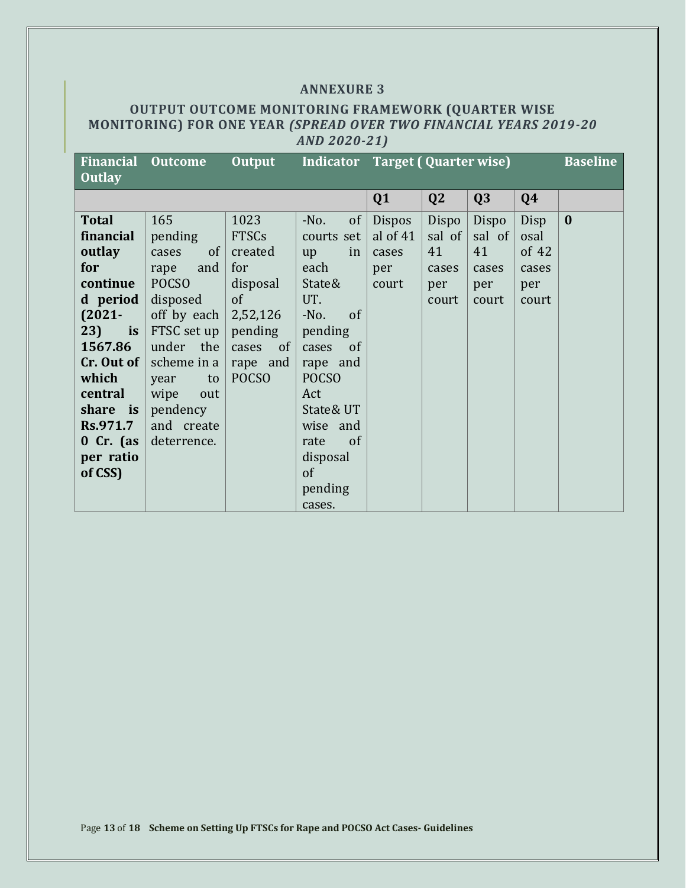## ANNEXURE 3

## OUTPUT OUTCOME MONITORING FRAMEWORK (QUARTER WISE MONITORING) FOR ONE YEAR *(SPREAD OVER TWO FINANCIAL YEARS 2019-20 AND 2020-21)*

| Financial Outlay | Outcome | Output | Indicator | Target ( Quarter wise) | | | | Baseline |
|---|---|---|---|---|---|---|---|---|
| | | | | Q1 | Q2 | Q3 | Q4 | |
| **Total financial outlay for continued period (2021-23) is 1567.86 Cr. Out of which central share is Rs.971.70 Cr. (as per ratio of CSS)** | 165 pending cases of rape and POCSO disposed off by each FTSC set up under the scheme in a year to wipe out pendency and create deterrence. | 1023 FTSCs created for disposal of 2,52,126 pending cases of rape and POCSO | -No. of courts set up in each State& UT.<br>-No. of pending cases of rape and POCSO Act State& UT wise and rate of disposal of pending cases. | Disposal of 41 cases per court | Disposal of 41 cases per court | Disposal of 41 cases per court | Disposal of 42 cases per court | **0** |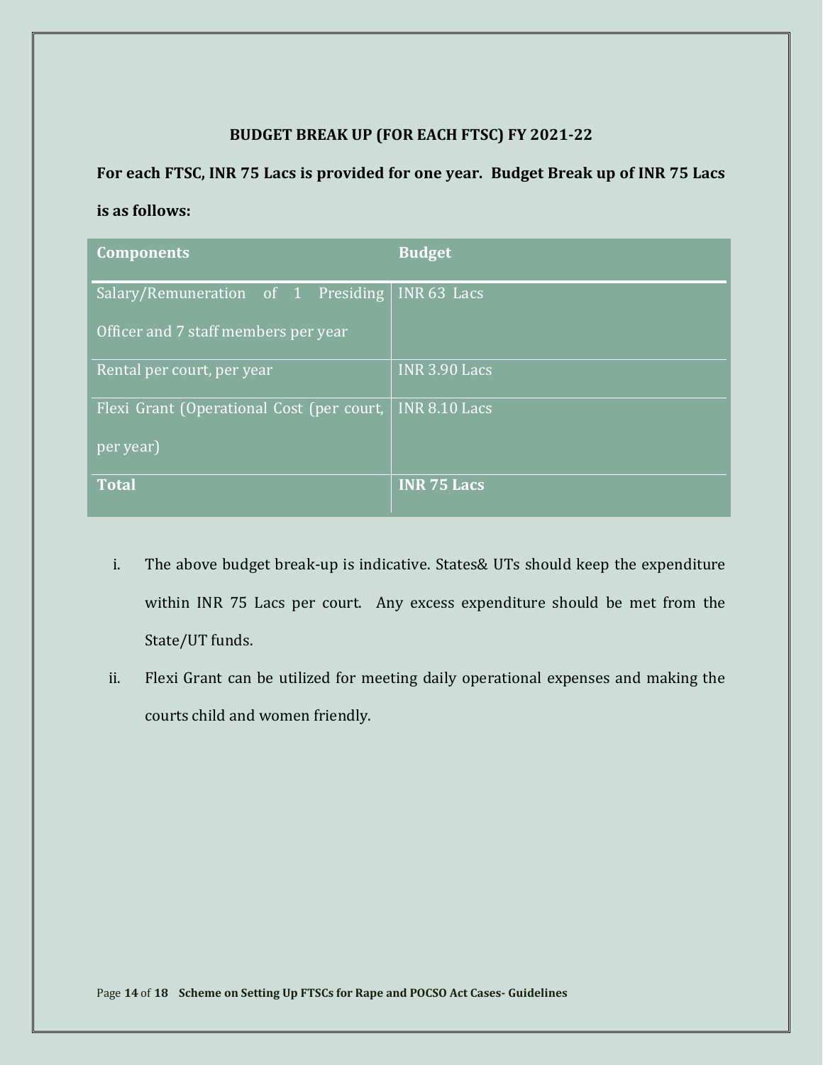### BUDGET BREAK UP (FOR EACH FTSC) FY 2021-22

**For each FTSC, INR 75 Lacs is provided for one year. Budget Break up of INR 75 Lacs is as follows:**

| Components | Budget |
|---|---|
| Salary/Remuneration of 1 Presiding Officer and 7 staff members per year | INR 63 Lacs |
| Rental per court, per year | INR 3.90 Lacs |
| Flexi Grant (Operational Cost (per court, per year) | INR 8.10 Lacs |
| **Total** | **INR 75 Lacs** |

i. The above budget break-up is indicative. States& UTs should keep the expenditure within INR 75 Lacs per court. Any excess expenditure should be met from the State/UT funds.

ii. Flexi Grant can be utilized for meeting daily operational expenses and making the courts child and women friendly.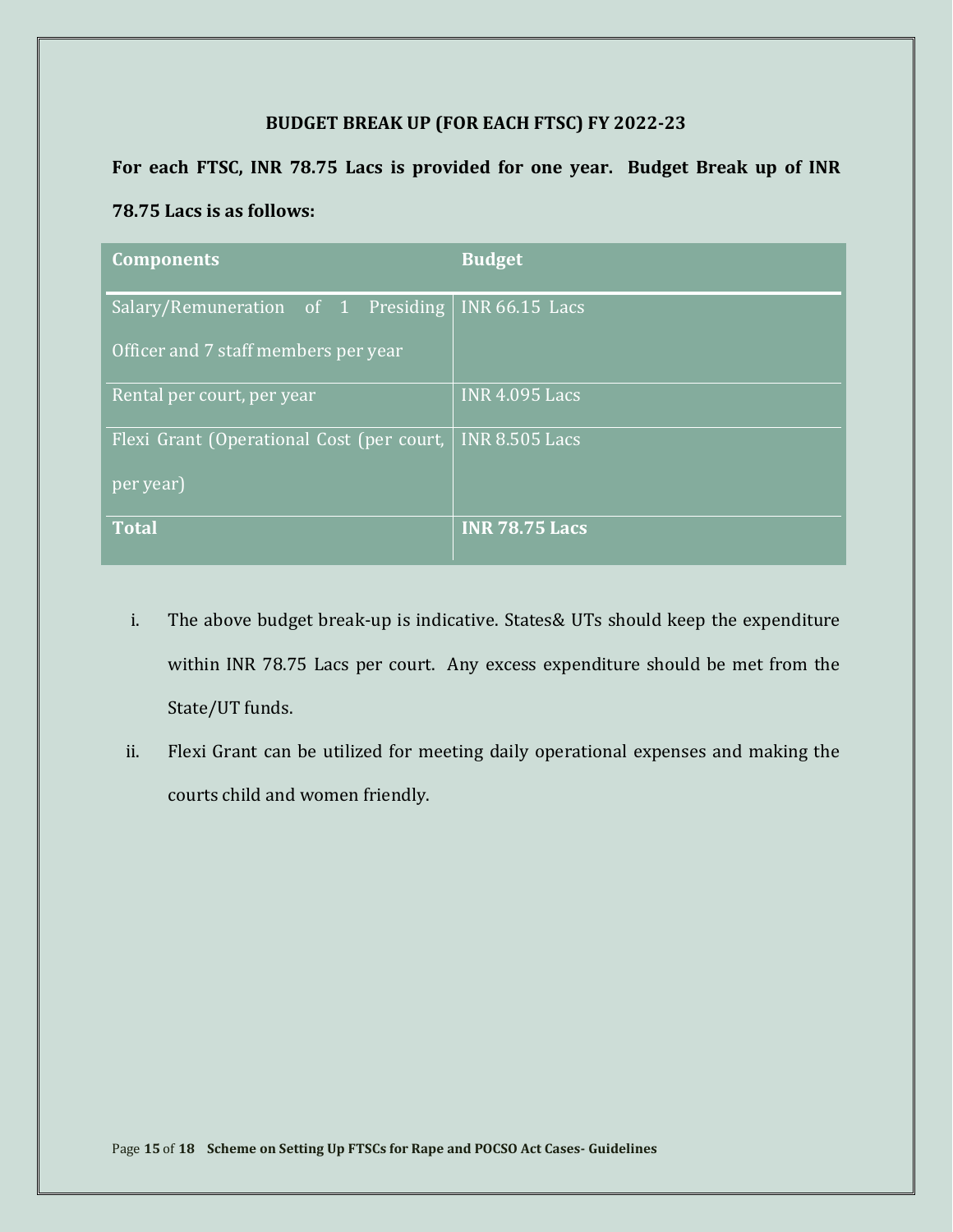## BUDGET BREAK UP (FOR EACH FTSC) FY 2022-23

**For each FTSC, INR 78.75 Lacs is provided for one year. Budget Break up of INR 78.75 Lacs is as follows:**

| Components | Budget |
|---|---|
| Salary/Remuneration of 1 Presiding Officer and 7 staff members per year | INR 66.15 Lacs |
| Rental per court, per year | INR 4.095 Lacs |
| Flexi Grant (Operational Cost (per court, per year) | INR 8.505 Lacs |
| **Total** | **INR 78.75 Lacs** |

i. The above budget break-up is indicative. States& UTs should keep the expenditure within INR 78.75 Lacs per court. Any excess expenditure should be met from the State/UT funds.

ii. Flexi Grant can be utilized for meeting daily operational expenses and making the courts child and women friendly.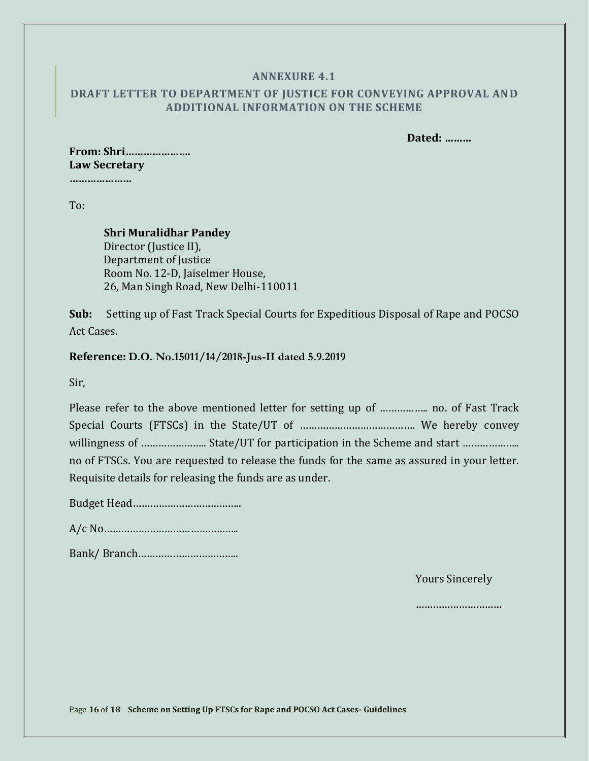## ANNEXURE 4.1

## DRAFT LETTER TO DEPARTMENT OF JUSTICE FOR CONVEYING APPROVAL AND ADDITIONAL INFORMATION ON THE SCHEME

**Dated: ………**

**From: Shri………………….**
**Law Secretary**
**…………………**

To:

> **Shri Muralidhar Pandey**
> Director (Justice II),
> Department of Justice
> Room No. 12-D, Jaiselmer House,
> 26, Man Singh Road, New Delhi-110011

**Sub:** Setting up of Fast Track Special Courts for Expeditious Disposal of Rape and POCSO Act Cases.

**Reference: D.O. No.15011/14/2018-Jus-II dated 5.9.2019**

Sir,

Please refer to the above mentioned letter for setting up of …………….. no. of Fast Track Special Courts (FTSCs) in the State/UT of ………………………………... We hereby convey willingness of ………………….. State/UT for participation in the Scheme and start ……………….. no of FTSCs. You are requested to release the funds for the same as assured in your letter. Requisite details for releasing the funds are as under.

Budget Head………………………………..

A/c No………………………………………..

Bank/ Branch……………………………..

Yours Sincerely

…………………………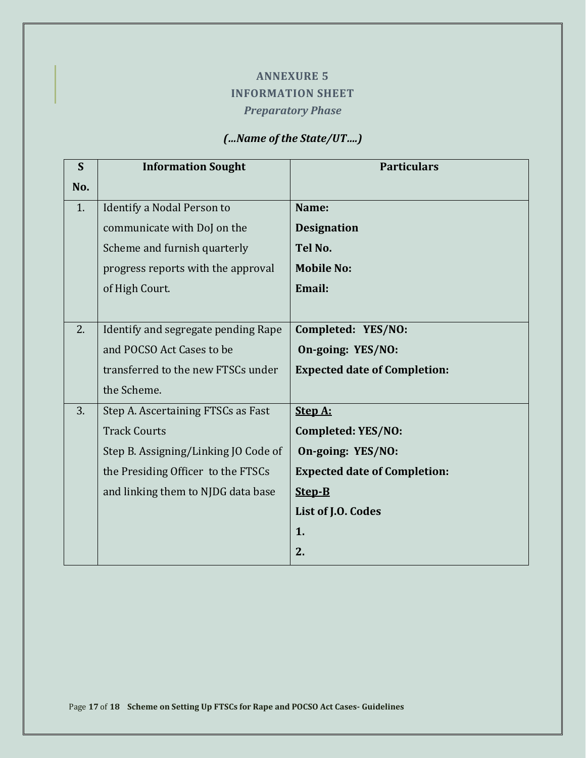## ANNEXURE 5

## INFORMATION SHEET

### *Preparatory Phase*

***(…Name of the State/UT….)***

| S No. | Information Sought | Particulars |
|---|---|---|
| 1. | Identify a Nodal Person to communicate with DoJ on the Scheme and furnish quarterly progress reports with the approval of High Court. | **Name:**<br>**Designation**<br>**Tel No.**<br>**Mobile No:**<br>**Email:** |
| 2. | Identify and segregate pending Rape and POCSO Act Cases to be transferred to the new FTSCs under the Scheme. | **Completed: YES/NO:**<br>**On-going: YES/NO:**<br>**Expected date of Completion:** |
| 3. | Step A. Ascertaining FTSCs as Fast Track Courts<br>Step B. Assigning/Linking JO Code of the Presiding Officer to the FTSCs and linking them to NJDG data base | **<u>Step A:</u>**<br>**Completed: YES/NO:**<br>**On-going: YES/NO:**<br>**Expected date of Completion:**<br>**<u>Step-B</u>**<br>**List of J.O. Codes**<br>**1.**<br>**2.** |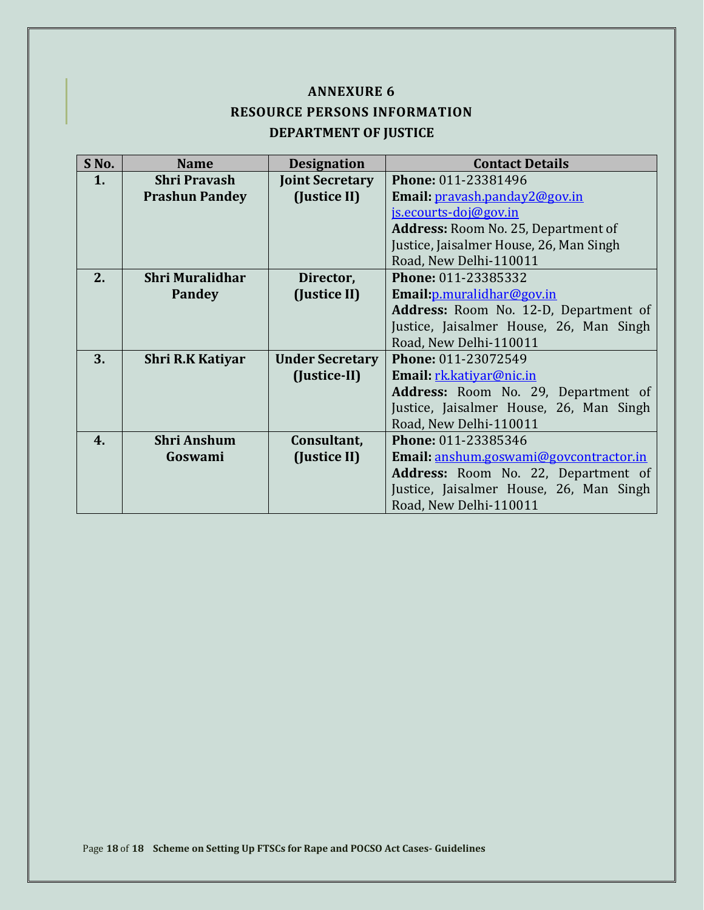# ANNEXURE 6
## RESOURCE PERSONS INFORMATION
## DEPARTMENT OF JUSTICE

| S No. | Name | Designation | Contact Details |
|---|---|---|---|
| **1.** | **Shri Pravash Prashun Pandey** | **Joint Secretary (Justice II)** | **Phone:** 011-23381496 **Email:** pravash.panday2@gov.in js.ecourts-doj@gov.in **Address:** Room No. 25, Department of Justice, Jaisalmer House, 26, Man Singh Road, New Delhi-110011 |
| **2.** | **Shri Muralidhar Pandey** | **Director, (Justice II)** | **Phone:** 011-23385332 **Email:**p.muralidhar@gov.in **Address:** Room No. 12-D, Department of Justice, Jaisalmer House, 26, Man Singh Road, New Delhi-110011 |
| **3.** | **Shri R.K Katiyar** | **Under Secretary (Justice-II)** | **Phone:** 011-23072549 **Email:** rk.katiyar@nic.in **Address:** Room No. 29, Department of Justice, Jaisalmer House, 26, Man Singh Road, New Delhi-110011 |
| **4.** | **Shri Anshum Goswami** | **Consultant, (Justice II)** | **Phone:** 011-23385346 **Email:** anshum.goswami@govcontractor.in **Address:** Room No. 22, Department of Justice, Jaisalmer House, 26, Man Singh Road, New Delhi-110011 |